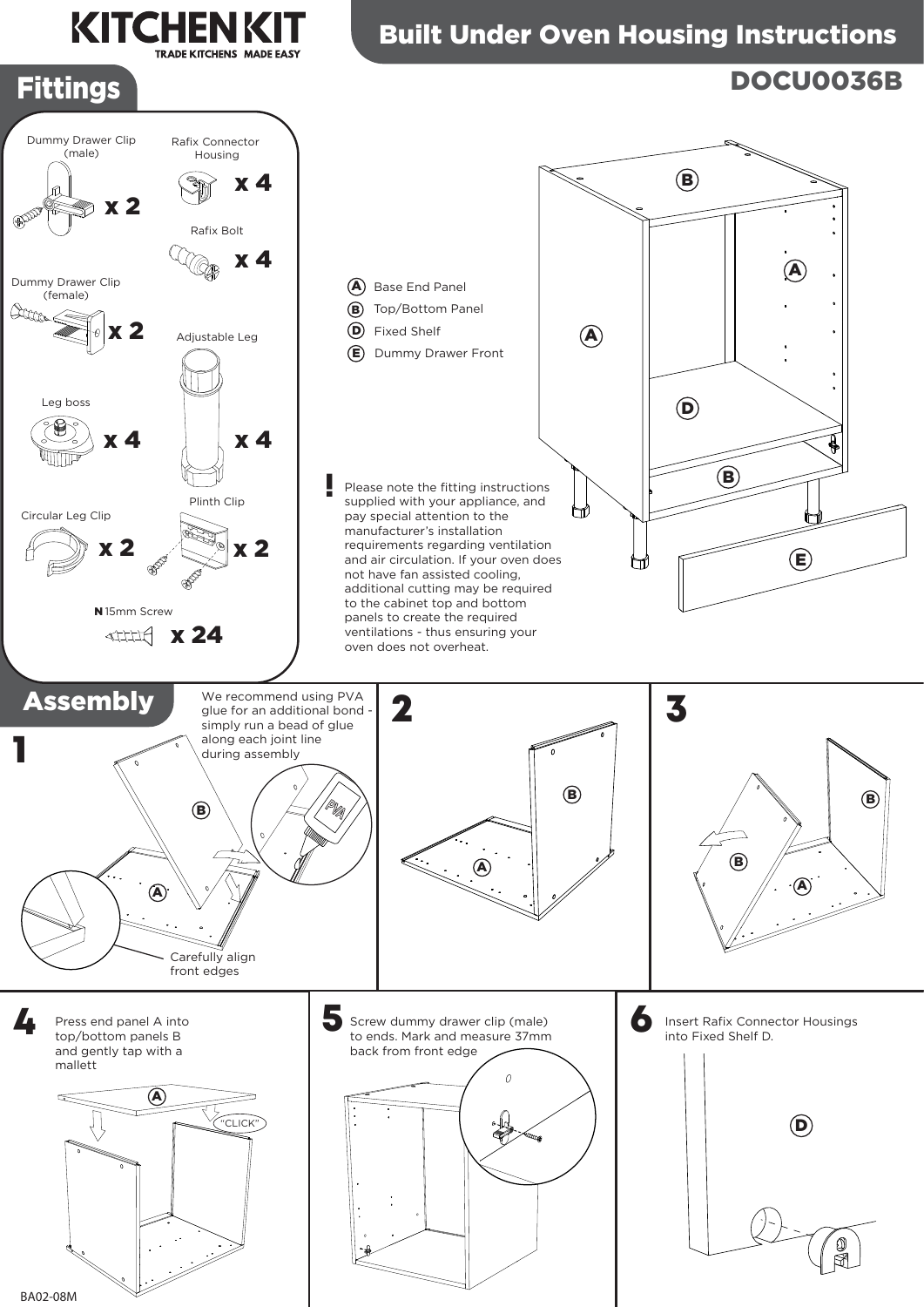# KITCHEN KIT

TRADE KITCHENS MADE EASY

## Built Under Oven Housing Instructions

**DOCU0036B**

## Fittings

- Dummy Drawer Clip (male) x 2
- Rafix Connector Housing x 4
- Rafix Bolt x 4
- Dummy Drawer Clip (female) x 2
- Adjustable Leg x 4
- Leg boss x 4
- Circular Leg Clip x 2
- Plinth Clip x 2
- **N** 15mm Screw x 24

- **A** Base End Panel
- **B** Top/Bottom Panel
- **D** Fixed Shelf
- **E** Dummy Drawer Front

**!** Please note the fitting instructions supplied with your appliance, and pay special attention to the manufacturer's installation requirements regarding ventilation and air circulation. If your oven does not have fan assisted cooling, additional cutting may be required to the cabinet top and bottom panels to create the required ventilations - thus ensuring your oven does not overheat.

## Assembly

We recommend using PVA glue for an additional bond - simply run a bead of glue along each joint line during assembly

**1**

Carefully align front edges

**2**

**3**

**4** Press end panel A into top/bottom panels B and gently tap with a mallett

"CLICK"

**5** Screw dummy drawer clip (male) to ends. Mark and measure 37mm back from front edge

**6** Insert Rafix Connector Housings into Fixed Shelf D.

BA02-08M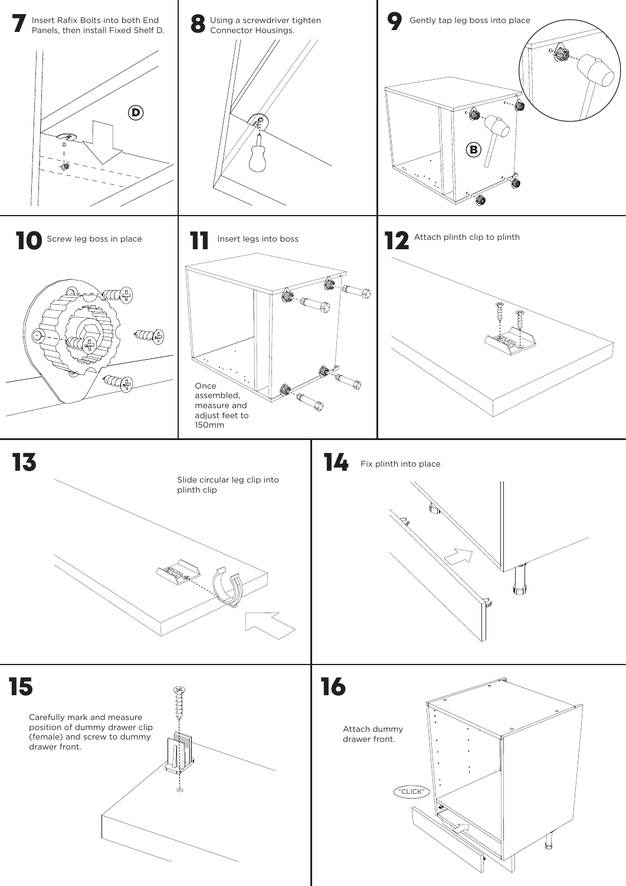**7** Insert Rafix Bolts into both End Panels, then install Fixed Shelf D.

D

**8** Using a screwdriver tighten Connector Housings.

**9** Gently tap leg boss into place

B

**10** Screw leg boss in place

**11** Insert legs into boss

Once assembled, measure and adjust feet to 150mm

**12** Attach plinth clip to plinth

**13**

Slide circular leg clip into plinth clip

**14** Fix plinth into place

**15**

Carefully mark and measure position of dummy drawer clip (female) and screw to dummy drawer front.

**16**

Attach dummy drawer front.

"CLICK"